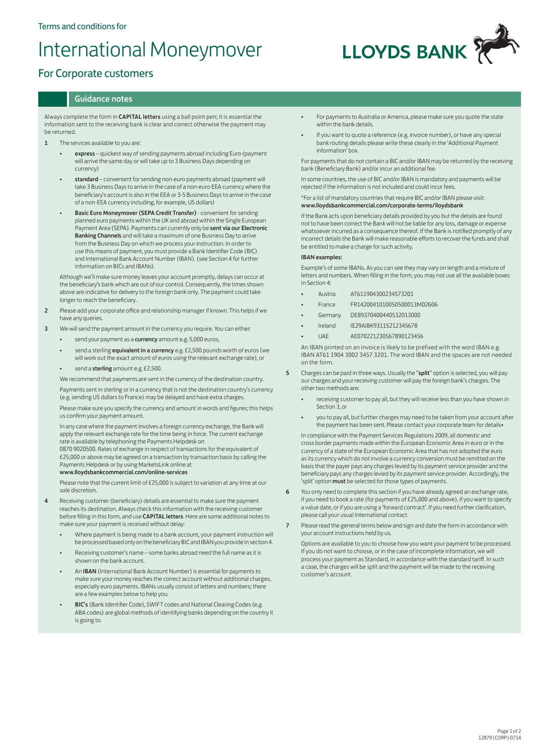Terms and conditions for

# International Moneymover

LLOYDS BANK

## For Corporate customers

### Guidance notes

Always complete the form in **CAPITAL letters** using a ball point pen; it is essential the information sent to the receiving bank is clear and correct otherwise the payment may be returned.

**1** The services available to you are:

- **express** – quickest way of sending payments abroad including Euro (payment will arrive the same day or will take up to 3 Business Days depending on currency)
- **standard** – convenient for sending non-euro payments abroad (payment will take 3 Business Days to arrive in the case of a non-euro EEA currency where the beneficiary's account is also in the EEA or 3-5 Business Days to arrive in the case of a non-EEA currency including, for example, US dollars)
- **Basic Euro Moneymover (SEPA Credit Transfer)** - convenient for sending planned euro payments within the UK and abroad within the Single European Payment Area (SEPA). Payments can currently only be **sent via our Electronic Banking Channels** and will take a maximum of one Business Day to arrive from the Business Day on which we process your instruction. In order to use this means of payment, you must provide a Bank Identifier Code (BIC) and International Bank Account Number (IBAN). (see Section 4 for further information on BICs and IBANs).

Although we'll make sure money leaves your account promptly, delays can occur at the beneficiary's bank which are out of our control. Consequently, the times shown above are indicative for delivery to the foreign bank only. The payment could take longer to reach the beneficiary.

**2** Please add your corporate office and relationship manager if known. This helps if we have any queries.

**3** We will send the payment amount in the currency you require. You can either:

- send your payment as a **currency** amount e.g. 5,000 euros,
- send a sterling **equivalent in a currency** e.g. £2,500 pounds worth of euros (we will work out the exact amount of euros using the relevant exchange rate), or
- send a **sterling** amount e.g. £2,500.

We recommend that payments are sent in the currency of the destination country.

Payments sent in sterling or in a currency that is not the destination country's currency (e.g. sending US dollars to France) may be delayed and have extra charges.

Please make sure you specify the currency and amount in words and figures; this helps us confirm your payment amount.

In any case where the payment involves a foreign currency exchange, the Bank will apply the relevant exchange rate for the time being in force. The current exchange rate is available by telephoning the Payments Helpdesk on 0870 9020500. Rates of exchange in respect of transactions for the equivalent of £25,000 or above may be agreed on a transaction by transaction basis by calling the Payments Helpdesk or by using MarketsLink online at **www.lloydsbankcommercial.com/online-services**

Please note that the current limit of £25,000 is subject to variation at any time at our sole discretion.

**4** Receiving customer (beneficiary) details are essential to make sure the payment reaches its destination. Always check this information with the receiving customer before filling in this form, and use **CAPITAL letters**. Here are some additional notes to make sure your payment is received without delay:

- Where payment is being made to a bank account, your payment instruction will be processed based only on the beneficiary BIC and IBAN you provide in section 4.
- Receiving customer's name – some banks abroad need the full name as it is shown on the bank account.
- An **IBAN** (International Bank Account Number) is essential for payments to make sure your money reaches the correct account without additional charges, especially euro payments. IBANs usually consist of letters and numbers; there are a few examples below to help you.
- **BIC's** (Bank Identifier Code), SWIFT codes and National Clearing Codes (e.g. ABA codes) are global methods of identifying banks depending on the country it is going to.
- For payments to Australia or America, please make sure you quote the state within the bank details.
- If you want to quote a reference (e.g. invoice number), or have any special bank routing details please write these clearly in the 'Additional Payment information' box.

For payments that do not contain a BIC and/or IBAN may be returned by the receiving bank (Beneficiary Bank) and/or incur an additional fee.

In some countries, the use of BIC and/or IBAN is mandatory and payments will be rejected if the information is not included and could incur fees.

*For a list of mandatory countries that require BIC and/or IBAN please visit: **www.lloydsbankcommercial.com/corporate-terms/lloydsbank**

If the Bank acts upon beneficiary details provided by you but the details are found not to have been correct the Bank will not be liable for any loss, damage or expense whatsoever incurred as a consequence thereof. If the Bank is notified promptly of any incorrect details the Bank will make reasonable efforts to recover the funds and shall be entitled to make a charge for such activity.

**IBAN examples:**

Example's of some IBANs. As you can see they may vary on length and a mixture of letters and numbers. When filling in the form, you may not use all the available boxes in Section 4:

- Austria AT611904300234573201
- France FR1420041010050500013M02606
- Germany DE89370400440532013000
- Ireland IE29AIBK93115212345678
- UAE AE070221230567890123456

An IBAN printed on an invoice is likely to be prefixed with the word IBAN e.g. IBAN AT61 1904 3002 3457 3201. The word IBAN and the spaces are not needed on the form.

**5** Charges can be paid in three ways. Usually the "**split**" option is selected, you will pay our charges and your receiving customer will pay the foreign bank's charges. The other two methods are:

- receiving customer to pay all, but they will receive less than you have shown in Section 3, or
- you to pay all, but further charges may need to be taken from your account after the payment has been sent. Please contact your corporate team for details.

In compliance with the Payment Services Regulations 2009, all domestic and cross border payments made within the European Economic Area in euro or in the currency of a state of the European Economic Area that has not adopted the euro as its currency which do not involve a currency conversion must be remitted on the basis that the payer pays any charges levied by its payment service provider and the beneficiary pays any charges levied by its payment service provider. Accordingly, the 'split' option **must** be selected for those types of payments.

**6** You only need to complete this section if you have already agreed an exchange rate, if you need to book a rate (for payments of £25,000 and above), if you want to specify a value date, or if you are using a 'forward contract'. If you need further clarification, please call your usual International contact.

**7** Please read the general terms below and sign and date the form in accordance with your account instructions held by us.

Options are available to you to choose how you want your payment to be processed. If you do not want to choose, or in the case of incomplete information, we will process your payment as Standard, in accordance with the standard tariff. In such a case, the charges will be split and the payment will be made to the receiving customer's account.

12879 [CORP]-0714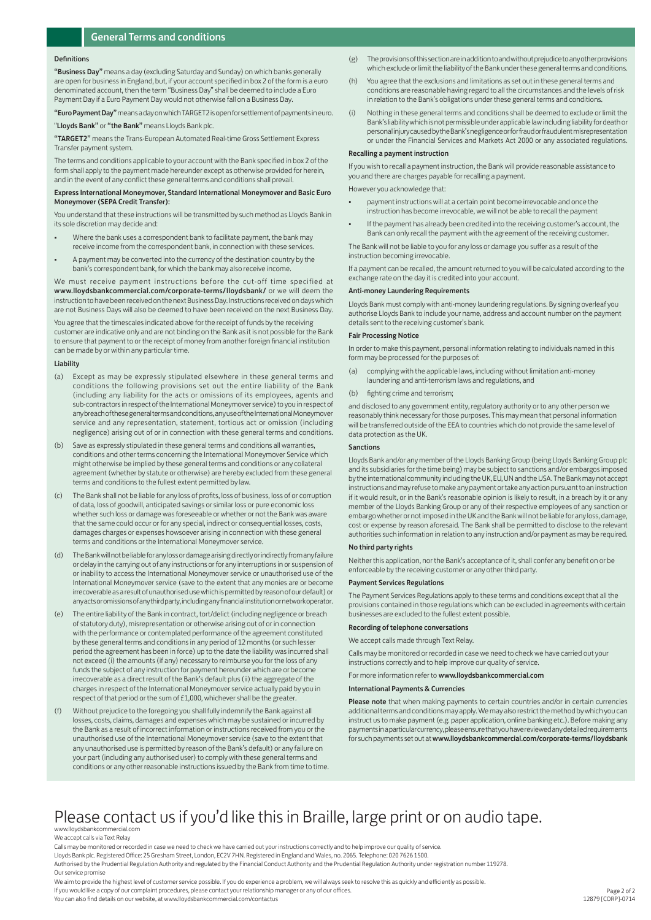## General Terms and conditions

### Definitions

**"Business Day"** means a day (excluding Saturday and Sunday) on which banks generally are open for business in England, but, if your account specified in box 2 of the form is a euro denominated account, then the term "Business Day" shall be deemed to include a Euro Payment Day if a Euro Payment Day would not otherwise fall on a Business Day.

**"Euro Payment Day"** means a day on which TARGET2 is open for settlement of payments in euro.

"**Lloyds Bank"** or **"the Bank"** means Lloyds Bank plc.

**"TARGET2"** means the Trans-European Automated Real-time Gross Settlement Express Transfer payment system.

The terms and conditions applicable to your account with the Bank specified in box 2 of the form shall apply to the payment made hereunder except as otherwise provided for herein, and in the event of any conflict these general terms and conditions shall prevail.

### Express International Moneymover, Standard International Moneymover and Basic Euro Moneymover (SEPA Credit Transfer):

You understand that these instructions will be transmitted by such method as Lloyds Bank in its sole discretion may decide and:

- Where the bank uses a correspondent bank to facilitate payment, the bank may receive income from the correspondent bank, in connection with these services.
- A payment may be converted into the currency of the destination country by the bank's correspondent bank, for which the bank may also receive income.

We must receive payment instructions before the cut-off time specified at **www.lloydsbankcommercial.com/corporate-terms/lloydsbank/** or we will deem the instruction to have been received on the next Business Day. Instructions received on days which are not Business Days will also be deemed to have been received on the next Business Day.

You agree that the timescales indicated above for the receipt of funds by the receiving customer are indicative only and are not binding on the Bank as it is not possible for the Bank to ensure that payment to or the receipt of money from another foreign financial institution can be made by or within any particular time.

### Liability

(a) Except as may be expressly stipulated elsewhere in these general terms and conditions the following provisions set out the entire liability of the Bank (including any liability for the acts or omissions of its employees, agents and sub-contractors in respect of the International Moneymover service) to you in respect of any breach of these general terms and conditions, any use of the International Moneymover service and any representation, statement, tortious act or omission (including negligence) arising out of or in connection with these general terms and conditions.

(b) Save as expressly stipulated in these general terms and conditions all warranties, conditions and other terms concerning the International Moneymover Service which might otherwise be implied by these general terms and conditions or any collateral agreement (whether by statute or otherwise) are hereby excluded from these general terms and conditions to the fullest extent permitted by law.

(c) The Bank shall not be liable for any loss of profits, loss of business, loss of or corruption of data, loss of goodwill, anticipated savings or similar loss or pure economic loss whether such loss or damage was foreseeable or whether or not the Bank was aware that the same could occur or for any special, indirect or consequential losses, costs, damages charges or expenses howsoever arising in connection with these general terms and conditions or the International Moneymover service.

(d) The Bank will not be liable for any loss or damage arising directly or indirectly from any failure or delay in the carrying out of any instructions or for any interruptions in or suspension of or inability to access the International Moneymover service or unauthorised use of the International Moneymover service (save to the extent that any monies are or become irrecoverable as a result of unauthorised use which is permitted by reason of our default) or any acts or omissions of any third party, including any financial institution or network operator.

(e) The entire liability of the Bank in contract, tort/delict (including negligence or breach of statutory duty), misrepresentation or otherwise arising out of or in connection with the performance or contemplated performance of the agreement constituted by these general terms and conditions in any period of 12 months (or such lesser period the agreement has been in force) up to the date the liability was incurred shall not exceed (i) the amounts (if any) necessary to reimburse you for the loss of any funds the subject of any instruction for payment hereunder which are or become irrecoverable as a direct result of the Bank's default plus (ii) the aggregate of the charges in respect of the International Moneymover service actually paid by you in respect of that period or the sum of £1,000, whichever shall be the greater.

(f) Without prejudice to the foregoing you shall fully indemnify the Bank against all losses, costs, claims, damages and expenses which may be sustained or incurred by the Bank as a result of incorrect information or instructions received from you or the unauthorised use of the International Moneymover service (save to the extent that any unauthorised use is permitted by reason of the Bank's default) or any failure on your part (including any authorised user) to comply with these general terms and conditions or any other reasonable instructions issued by the Bank from time to time.

(g) The provisions of this section are in addition to and without prejudice to any other provisions which exclude or limit the liability of the Bank under these general terms and conditions.

(h) You agree that the exclusions and limitations as set out in these general terms and conditions are reasonable having regard to all the circumstances and the levels of risk in relation to the Bank's obligations under these general terms and conditions.

(i) Nothing in these general terms and conditions shall be deemed to exclude or limit the Bank's liability which is not permissible under applicable law including liability for death or personal injury caused by the Bank's negligence or for fraud or fraudulent misrepresentation or under the Financial Services and Markets Act 2000 or any associated regulations.

### Recalling a payment instruction

If you wish to recall a payment instruction, the Bank will provide reasonable assistance to you and there are charges payable for recalling a payment.

However you acknowledge that:

- payment instructions will at a certain point become irrevocable and once the instruction has become irrevocable, we will not be able to recall the payment
- If the payment has already been credited into the receiving customer's account, the Bank can only recall the payment with the agreement of the receiving customer.

The Bank will not be liable to you for any loss or damage you suffer as a result of the instruction becoming irrevocable.

If a payment can be recalled, the amount returned to you will be calculated according to the exchange rate on the day it is credited into your account.

### Anti-money Laundering Requirements

Lloyds Bank must comply with anti-money laundering regulations. By signing overleaf you authorise Lloyds Bank to include your name, address and account number on the payment details sent to the receiving customer's bank.

### Fair Processing Notice

In order to make this payment, personal information relating to individuals named in this form may be processed for the purposes of:

(a) complying with the applicable laws, including without limitation anti-money laundering and anti-terrorism laws and regulations, and

(b) fighting crime and terrorism;

and disclosed to any government entity, regulatory authority or to any other person we reasonably think necessary for those purposes. This may mean that personal information will be transferred outside of the EEA to countries which do not provide the same level of data protection as the UK.

### Sanctions

Lloyds Bank and/or any member of the Lloyds Banking Group (being Lloyds Banking Group plc and its subsidiaries for the time being) may be subject to sanctions and/or embargos imposed by the international community including the UK, EU, UN and the USA. The Bank may not accept instructions and may refuse to make any payment or take any action pursuant to an instruction if it would result, or in the Bank's reasonable opinion is likely to result, in a breach by it or any member of the Lloyds Banking Group or any of their respective employees of any sanction or embargo whether or not imposed in the UK and the Bank will not be liable for any loss, damage, cost or expense by reason aforesaid. The Bank shall be permitted to disclose to the relevant authorities such information in relation to any instruction and/or payment as may be required.

### No third party rights

Neither this application, nor the Bank's acceptance of it, shall confer any benefit on or be enforceable by the receiving customer or any other third party.

### Payment Services Regulations

The Payment Services Regulations apply to these terms and conditions except that all the provisions contained in those regulations which can be excluded in agreements with certain businesses are excluded to the fullest extent possible.

### Recording of telephone conversations

We accept calls made through Text Relay.

Calls may be monitored or recorded in case we need to check we have carried out your instructions correctly and to help improve our quality of service.

For more information refer to **www.lloydsbankcommercial.com**

### International Payments & Currencies

**Please note** that when making payments to certain countries and/or in certain currencies additional terms and conditions may apply. We may also restrict the method by which you can instruct us to make payment (e.g. paper application, online banking etc.). Before making any payments in a particular currency, please ensure that you have reviewed any detailed requirements for such payments set out at **www.lloydsbankcommercial.com/corporate-terms/lloydsbank**

# Please contact us if you'd like this in Braille, large print or on audio tape.

www.lloydsbankcommercial.com

We accept calls via Text Relay

Calls may be monitored or recorded in case we need to check we have carried out your instructions correctly and to help improve our quality of service.

Lloyds Bank plc. Registered Office: 25 Gresham Street, London, EC2V 7HN. Registered in England and Wales, no. 2065. Telephone: 020 7626 1500.

Authorised by the Prudential Regulation Authority and regulated by the Financial Conduct Authority and the Prudential Regulation Authority under registration number 119278.

Our service promise

We aim to provide the highest level of customer service possible. If you do experience a problem, we will always seek to resolve this as quickly and efficiently as possible.

If you would like a copy of our complaint procedures, please contact your relationship manager or any of our offices.

You can also find details on our website, at www.lloydsbankcommercial.com/contactus

12879 [CORP]-0714